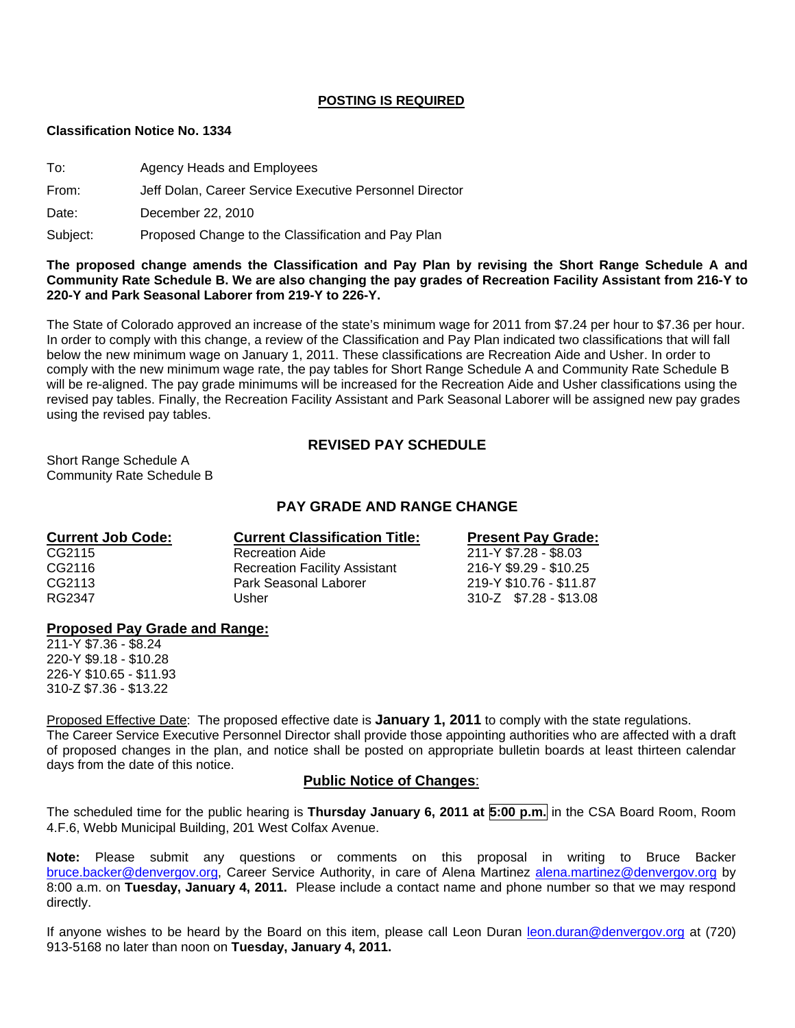**POSTING IS REQUIRED**

**Classification Notice No. 1334**

To: Agency Heads and Employees

From: Jeff Dolan, Career Service Executive Personnel Director

Date: December 22, 2010

Subject: Proposed Change to the Classification and Pay Plan

**The proposed change amends the Classification and Pay Plan by revising the Short Range Schedule A and Community Rate Schedule B. We are also changing the pay grades of Recreation Facility Assistant from 216-Y to 220-Y and Park Seasonal Laborer from 219-Y to 226-Y.**

The State of Colorado approved an increase of the state's minimum wage for 2011 from $7.24 per hour to $7.36 per hour. In order to comply with this change, a review of the Classification and Pay Plan indicated two classifications that will fall below the new minimum wage on January 1, 2011. These classifications are Recreation Aide and Usher. In order to comply with the new minimum wage rate, the pay tables for Short Range Schedule A and Community Rate Schedule B will be re-aligned. The pay grade minimums will be increased for the Recreation Aide and Usher classifications using the revised pay tables. Finally, the Recreation Facility Assistant and Park Seasonal Laborer will be assigned new pay grades using the revised pay tables.

## REVISED PAY SCHEDULE

Short Range Schedule A
Community Rate Schedule B

## PAY GRADE AND RANGE CHANGE

| Current Job Code: | Current Classification Title: | Present Pay Grade: |
|---|---|---|
| CG2115 | Recreation Aide | 211-Y $7.28 - $8.03 |
| CG2116 | Recreation Facility Assistant | 216-Y $9.29 - $10.25 |
| CG2113 | Park Seasonal Laborer | 219-Y $10.76 - $11.87 |
| RG2347 | Usher | 310-Z $7.28 - $13.08 |

**Proposed Pay Grade and Range:**

211-Y $7.36 - $8.24
220-Y $9.18 - $10.28
226-Y $10.65 - $11.93
310-Z $7.36 - $13.22

Proposed Effective Date: The proposed effective date is **January 1, 2011** to comply with the state regulations. The Career Service Executive Personnel Director shall provide those appointing authorities who are affected with a draft of proposed changes in the plan, and notice shall be posted on appropriate bulletin boards at least thirteen calendar days from the date of this notice.

**Public Notice of Changes**:

The scheduled time for the public hearing is **Thursday January 6, 2011 at 5:00 p.m.** in the CSA Board Room, Room 4.F.6, Webb Municipal Building, 201 West Colfax Avenue.

**Note:** Please submit any questions or comments on this proposal in writing to Bruce Backer bruce.backer@denvergov.org, Career Service Authority, in care of Alena Martinez alena.martinez@denvergov.org by 8:00 a.m. on **Tuesday, January 4, 2011.** Please include a contact name and phone number so that we may respond directly.

If anyone wishes to be heard by the Board on this item, please call Leon Duran leon.duran@denvergov.org at (720) 913-5168 no later than noon on **Tuesday, January 4, 2011.**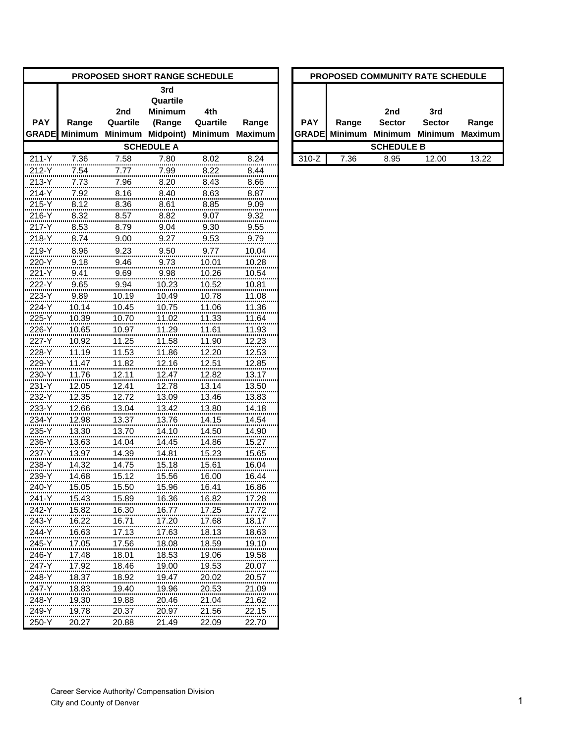## PROPOSED SHORT RANGE SCHEDULE

| PAY GRADE | Range Minimum | 2nd Quartile Minimum | 3rd Quartile Minimum (Range Midpoint) | 4th Quartile Minimum | Range Maximum |
|---|---|---|---|---|---|
| **SCHEDULE A** | | | | | |
| 211-Y | 7.36 | 7.58 | 7.80 | 8.02 | 8.24 |
| 212-Y | 7.54 | 7.77 | 7.99 | 8.22 | 8.44 |
| 213-Y | 7.73 | 7.96 | 8.20 | 8.43 | 8.66 |
| 214-Y | 7.92 | 8.16 | 8.40 | 8.63 | 8.87 |
| 215-Y | 8.12 | 8.36 | 8.61 | 8.85 | 9.09 |
| 216-Y | 8.32 | 8.57 | 8.82 | 9.07 | 9.32 |
| 217-Y | 8.53 | 8.79 | 9.04 | 9.30 | 9.55 |
| 218-Y | 8.74 | 9.00 | 9.27 | 9.53 | 9.79 |
| 219-Y | 8.96 | 9.23 | 9.50 | 9.77 | 10.04 |
| 220-Y | 9.18 | 9.46 | 9.73 | 10.01 | 10.28 |
| 221-Y | 9.41 | 9.69 | 9.98 | 10.26 | 10.54 |
| 222-Y | 9.65 | 9.94 | 10.23 | 10.52 | 10.81 |
| 223-Y | 9.89 | 10.19 | 10.49 | 10.78 | 11.08 |
| 224-Y | 10.14 | 10.45 | 10.75 | 11.06 | 11.36 |
| 225-Y | 10.39 | 10.70 | 11.02 | 11.33 | 11.64 |
| 226-Y | 10.65 | 10.97 | 11.29 | 11.61 | 11.93 |
| 227-Y | 10.92 | 11.25 | 11.58 | 11.90 | 12.23 |
| 228-Y | 11.19 | 11.53 | 11.86 | 12.20 | 12.53 |
| 229-Y | 11.47 | 11.82 | 12.16 | 12.51 | 12.85 |
| 230-Y | 11.76 | 12.11 | 12.47 | 12.82 | 13.17 |
| 231-Y | 12.05 | 12.41 | 12.78 | 13.14 | 13.50 |
| 232-Y | 12.35 | 12.72 | 13.09 | 13.46 | 13.83 |
| 233-Y | 12.66 | 13.04 | 13.42 | 13.80 | 14.18 |
| 234-Y | 12.98 | 13.37 | 13.76 | 14.15 | 14.54 |
| 235-Y | 13.30 | 13.70 | 14.10 | 14.50 | 14.90 |
| 236-Y | 13.63 | 14.04 | 14.45 | 14.86 | 15.27 |
| 237-Y | 13.97 | 14.39 | 14.81 | 15.23 | 15.65 |
| 238-Y | 14.32 | 14.75 | 15.18 | 15.61 | 16.04 |
| 239-Y | 14.68 | 15.12 | 15.56 | 16.00 | 16.44 |
| 240-Y | 15.05 | 15.50 | 15.96 | 16.41 | 16.86 |
| 241-Y | 15.43 | 15.89 | 16.36 | 16.82 | 17.28 |
| 242-Y | 15.82 | 16.30 | 16.77 | 17.25 | 17.72 |
| 243-Y | 16.22 | 16.71 | 17.20 | 17.68 | 18.17 |
| 244-Y | 16.63 | 17.13 | 17.63 | 18.13 | 18.63 |
| 245-Y | 17.05 | 17.56 | 18.08 | 18.59 | 19.10 |
| 246-Y | 17.48 | 18.01 | 18.53 | 19.06 | 19.58 |
| 247-Y | 17.92 | 18.46 | 19.00 | 19.53 | 20.07 |
| 248-Y | 18.37 | 18.92 | 19.47 | 20.02 | 20.57 |
| 247-Y | 18.83 | 19.40 | 19.96 | 20.53 | 21.09 |
| 248-Y | 19.30 | 19.88 | 20.46 | 21.04 | 21.62 |
| 249-Y | 19.78 | 20.37 | 20.97 | 21.56 | 22.15 |
| 250-Y | 20.27 | 20.88 | 21.49 | 22.09 | 22.70 |

## PROPOSED COMMUNITY RATE SCHEDULE

| PAY GRADE | Range Minimum | 2nd Sector Minimum | 3rd Sector Minimum | Range Maximum |
|---|---|---|---|---|
| **SCHEDULE B** | | | | |
| 310-Z | 7.36 | 8.95 | 12.00 | 13.22 |

Career Service Authority/ Compensation Division
City and County of Denver